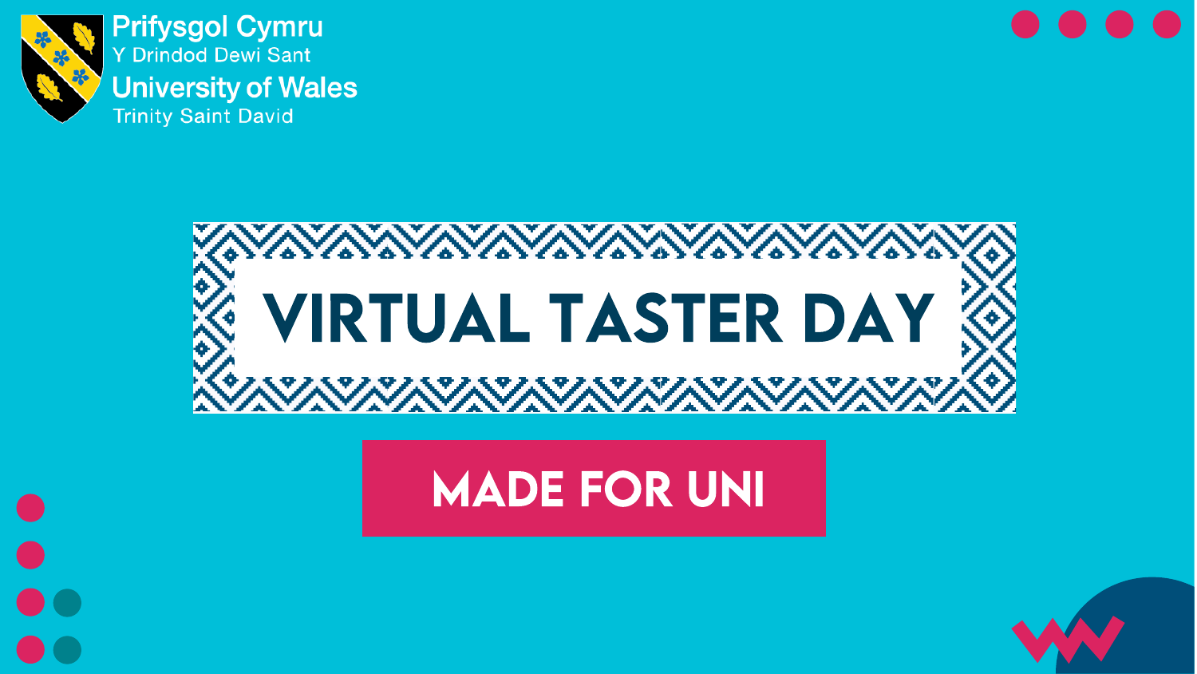Prifysgol Cymru
Y Drindod Dewi Sant
University of Wales
Trinity Saint David

# VIRTUAL TASTER DAY

## MADE FOR UNI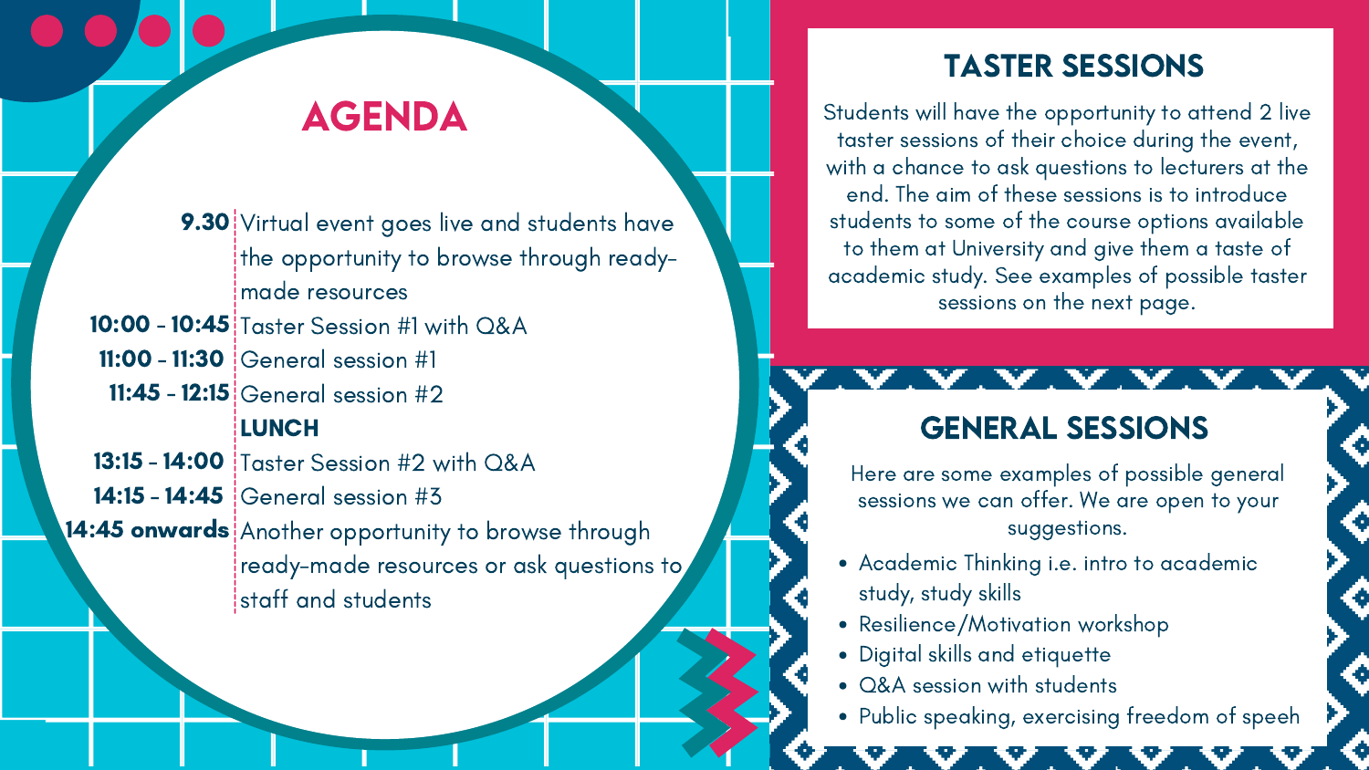## AGENDA

| | |
|---|---|
| **9.30** | Virtual event goes live and students have the opportunity to browse through ready-made resources |
| **10:00 - 10:45** | Taster Session #1 with Q&A |
| **11:00 - 11:30** | General session #1 |
| **11:45 - 12:15** | General session #2 |
| | **LUNCH** |
| **13:15 - 14:00** | Taster Session #2 with Q&A |
| **14:15 - 14:45** | General session #3 |
| **14:45 onwards** | Another opportunity to browse through ready-made resources or ask questions to staff and students |

## TASTER SESSIONS

Students will have the opportunity to attend 2 live taster sessions of their choice during the event, with a chance to ask questions to lecturers at the end. The aim of these sessions is to introduce students to some of the course options available to them at University and give them a taste of academic study. See examples of possible taster sessions on the next page.

## GENERAL SESSIONS

Here are some examples of possible general sessions we can offer. We are open to your suggestions.

- Academic Thinking i.e. intro to academic study, study skills
- Resilience/Motivation workshop
- Digital skills and etiquette
- Q&A session with students
- Public speaking, exercising freedom of speeh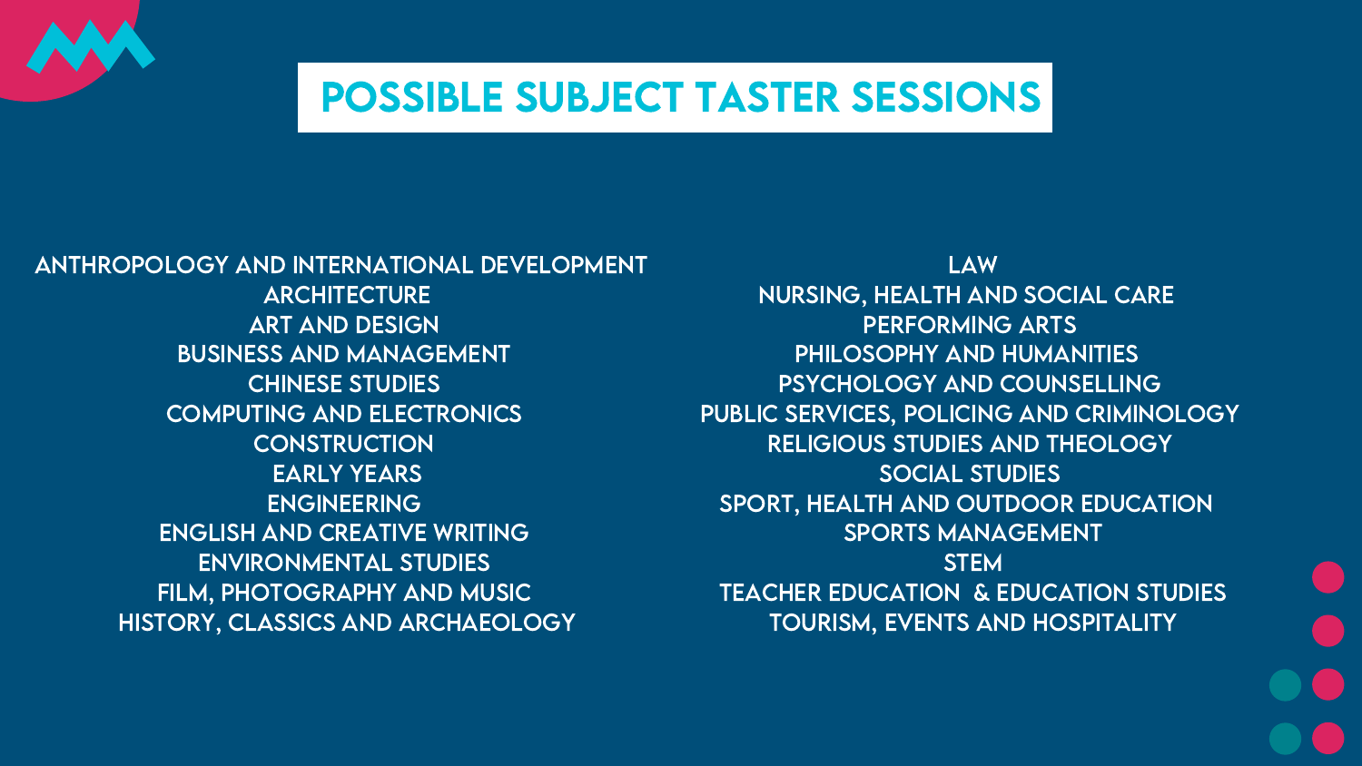# POSSIBLE SUBJECT TASTER SESSIONS

- ANTHROPOLOGY AND INTERNATIONAL DEVELOPMENT
- ARCHITECTURE
- ART AND DESIGN
- BUSINESS AND MANAGEMENT
- CHINESE STUDIES
- COMPUTING AND ELECTRONICS
- CONSTRUCTION
- EARLY YEARS
- ENGINEERING
- ENGLISH AND CREATIVE WRITING
- ENVIRONMENTAL STUDIES
- FILM, PHOTOGRAPHY AND MUSIC
- HISTORY, CLASSICS AND ARCHAEOLOGY
- LAW
- NURSING, HEALTH AND SOCIAL CARE
- PERFORMING ARTS
- PHILOSOPHY AND HUMANITIES
- PSYCHOLOGY AND COUNSELLING
- PUBLIC SERVICES, POLICING AND CRIMINOLOGY
- RELIGIOUS STUDIES AND THEOLOGY
- SOCIAL STUDIES
- SPORT, HEALTH AND OUTDOOR EDUCATION
- SPORTS MANAGEMENT
- STEM
- TEACHER EDUCATION & EDUCATION STUDIES
- TOURISM, EVENTS AND HOSPITALITY